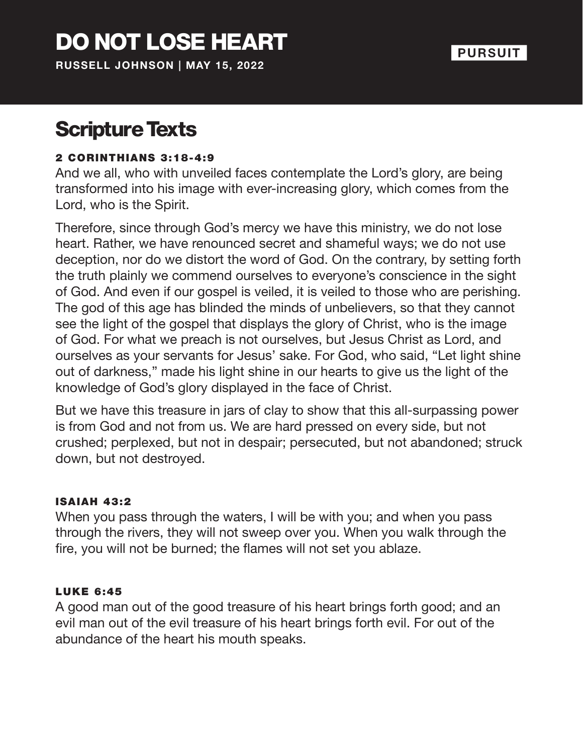# DO NOT LOSE HEART

**RUSSELL JOHNSON | MAY 15, 2022**

**PURSUIT**

## Scripture Texts

### 2 CORINTHIANS 3:18-4:9

And we all, who with unveiled faces contemplate the Lord's glory, are being transformed into his image with ever-increasing glory, which comes from the Lord, who is the Spirit.

Therefore, since through God's mercy we have this ministry, we do not lose heart. Rather, we have renounced secret and shameful ways; we do not use deception, nor do we distort the word of God. On the contrary, by setting forth the truth plainly we commend ourselves to everyone's conscience in the sight of God. And even if our gospel is veiled, it is veiled to those who are perishing. The god of this age has blinded the minds of unbelievers, so that they cannot see the light of the gospel that displays the glory of Christ, who is the image of God. For what we preach is not ourselves, but Jesus Christ as Lord, and ourselves as your servants for Jesus' sake. For God, who said, "Let light shine out of darkness," made his light shine in our hearts to give us the light of the knowledge of God's glory displayed in the face of Christ.

But we have this treasure in jars of clay to show that this all-surpassing power is from God and not from us. We are hard pressed on every side, but not crushed; perplexed, but not in despair; persecuted, but not abandoned; struck down, but not destroyed.

### ISAIAH 43:2

When you pass through the waters, I will be with you; and when you pass through the rivers, they will not sweep over you. When you walk through the fire, you will not be burned; the flames will not set you ablaze.

### LUKE 6:45

A good man out of the good treasure of his heart brings forth good; and an evil man out of the evil treasure of his heart brings forth evil. For out of the abundance of the heart his mouth speaks.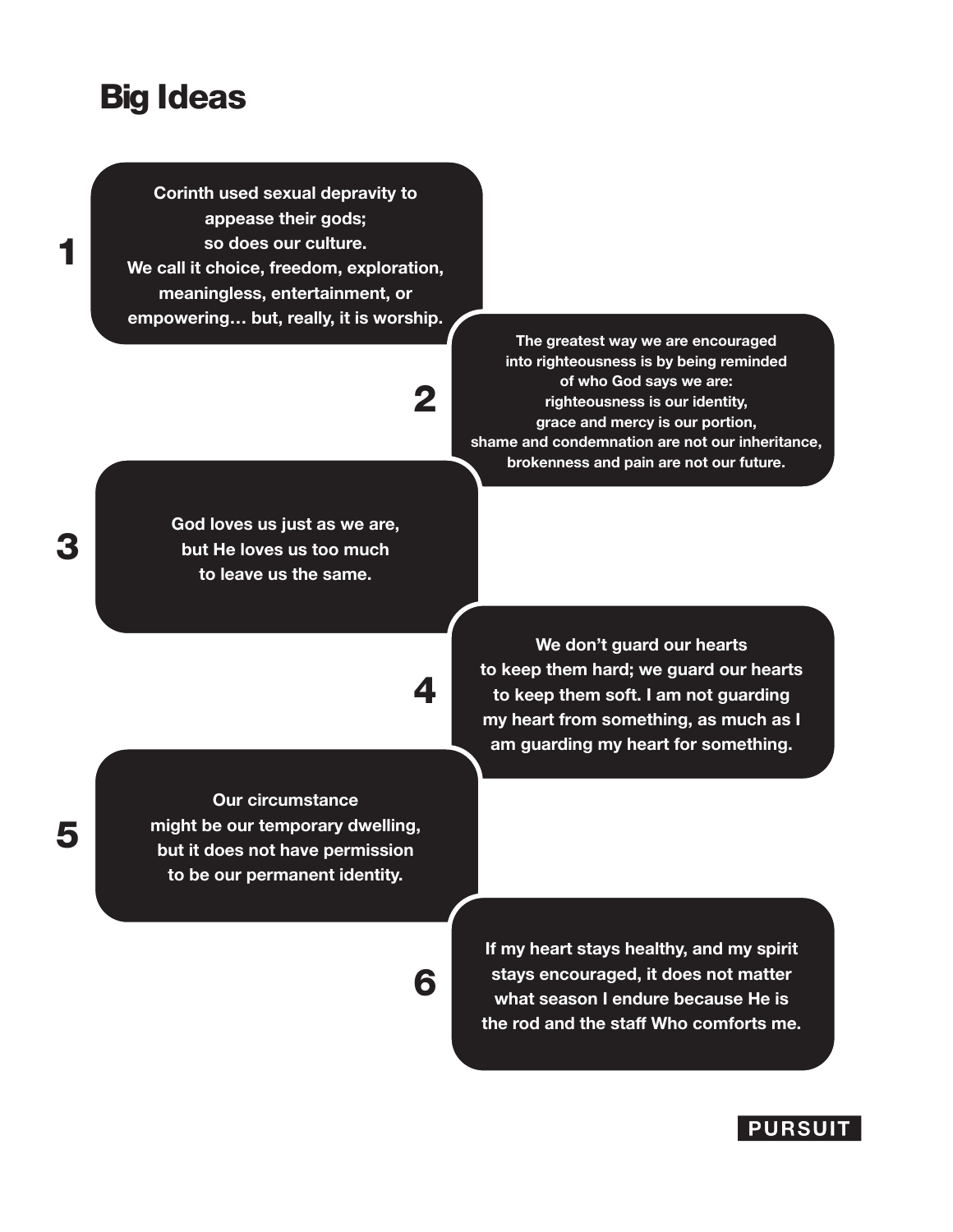# Big Ideas

1. Corinth used sexual depravity to appease their gods; so does our culture. We call it choice, freedom, exploration, meaningless, entertainment, or empowering… but, really, it is worship.

2. The greatest way we are encouraged into righteousness is by being reminded of who God says we are: righteousness is our identity, grace and mercy is our portion, shame and condemnation are not our inheritance, brokenness and pain are not our future.

3. God loves us just as we are, but He loves us too much to leave us the same.

4. We don't guard our hearts to keep them hard; we guard our hearts to keep them soft. I am not guarding my heart from something, as much as I am guarding my heart for something.

5. Our circumstance might be our temporary dwelling, but it does not have permission to be our permanent identity.

6. If my heart stays healthy, and my spirit stays encouraged, it does not matter what season I endure because He is the rod and the staff Who comforts me.

PURSUIT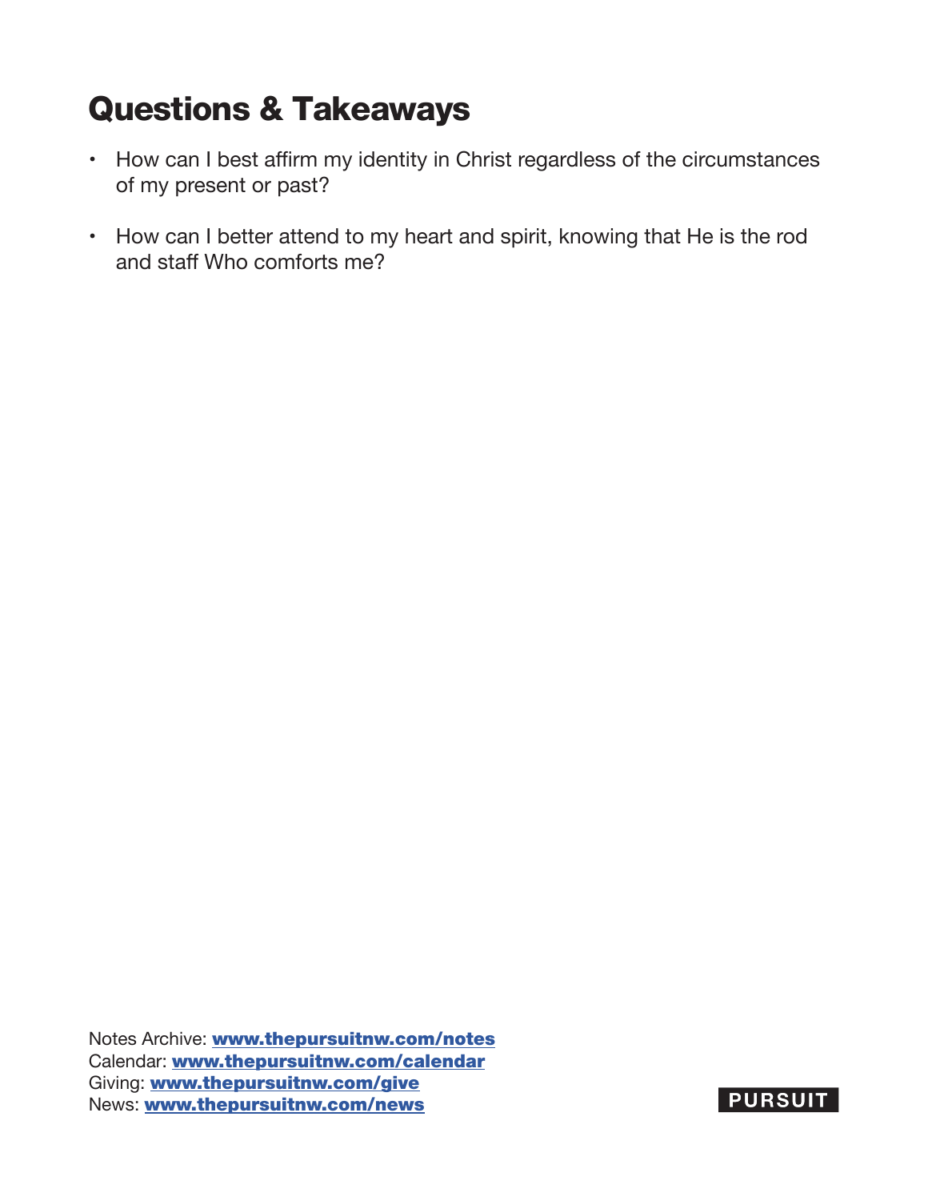## Questions & Takeaways

- How can I best affirm my identity in Christ regardless of the circumstances of my present or past?
- How can I better attend to my heart and spirit, knowing that He is the rod and staff Who comforts me?

Notes Archive: **www.thepursuitnw.com/notes**
Calendar: **www.thepursuitnw.com/calendar**
Giving: **www.thepursuitnw.com/give**
News: **www.thepursuitnw.com/news**

PURSUIT